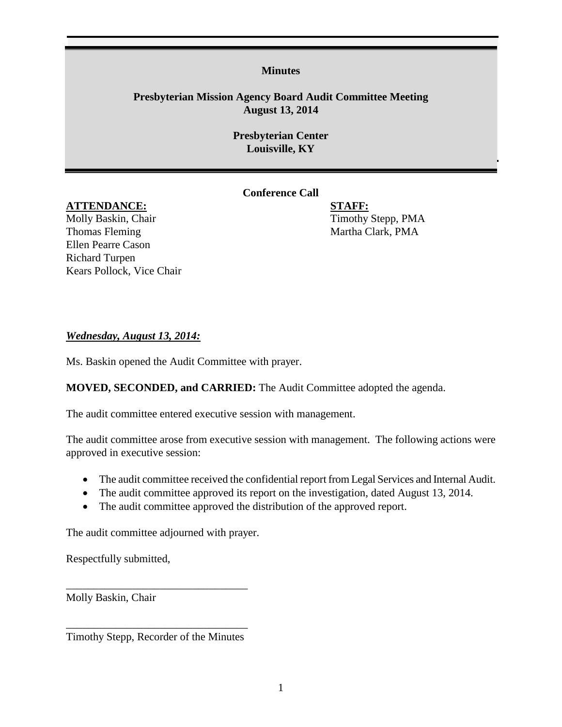**Minutes**

**Presbyterian Mission Agency Board Audit Committee Meeting**
**August 13, 2014**

**Presbyterian Center**
**Louisville, KY**

**Conference Call**

**ATTENDANCE:**
Molly Baskin, Chair
Thomas Fleming
Ellen Pearre Cason
Richard Turpen
Kears Pollock, Vice Chair

**STAFF:**
Timothy Stepp, PMA
Martha Clark, PMA

***Wednesday, August 13, 2014:***

Ms. Baskin opened the Audit Committee with prayer.

**MOVED, SECONDED, and CARRIED:** The Audit Committee adopted the agenda.

The audit committee entered executive session with management.

The audit committee arose from executive session with management. The following actions were approved in executive session:

- The audit committee received the confidential report from Legal Services and Internal Audit.
- The audit committee approved its report on the investigation, dated August 13, 2014.
- The audit committee approved the distribution of the approved report.

The audit committee adjourned with prayer.

Respectfully submitted,

\_\_\_\_\_\_\_\_\_\_\_\_\_\_\_\_\_\_\_\_\_\_\_\_\_\_\_\_\_\_\_\_\_
Molly Baskin, Chair

\_\_\_\_\_\_\_\_\_\_\_\_\_\_\_\_\_\_\_\_\_\_\_\_\_\_\_\_\_\_\_\_\_
Timothy Stepp, Recorder of the Minutes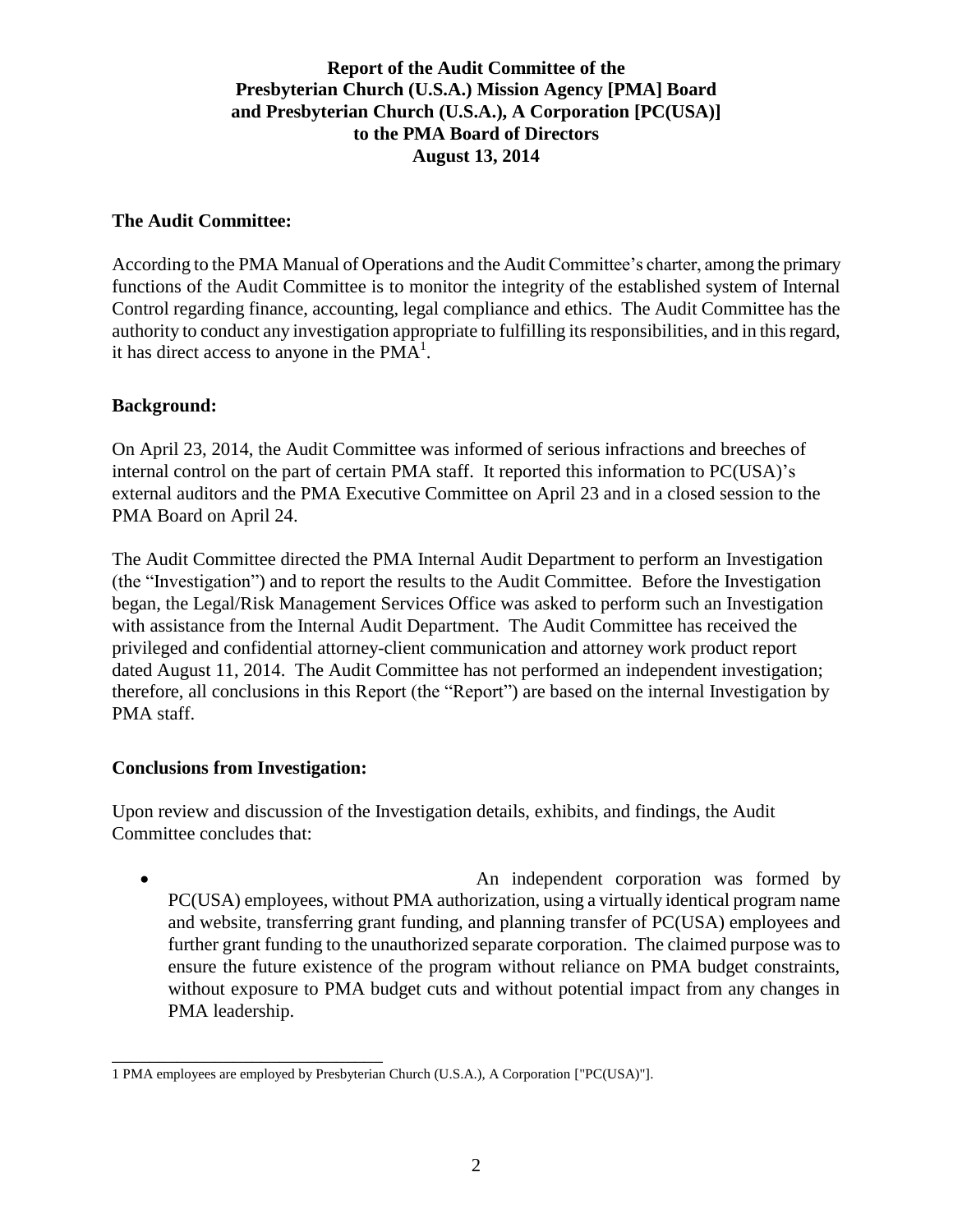**Report of the Audit Committee of the Presbyterian Church (U.S.A.) Mission Agency [PMA] Board and Presbyterian Church (U.S.A.), A Corporation [PC(USA)] to the PMA Board of Directors August 13, 2014**

## The Audit Committee:

According to the PMA Manual of Operations and the Audit Committee's charter, among the primary functions of the Audit Committee is to monitor the integrity of the established system of Internal Control regarding finance, accounting, legal compliance and ethics. The Audit Committee has the authority to conduct any investigation appropriate to fulfilling its responsibilities, and in this regard, it has direct access to anyone in the PMA[1].

## Background:

On April 23, 2014, the Audit Committee was informed of serious infractions and breeches of internal control on the part of certain PMA staff. It reported this information to PC(USA)'s external auditors and the PMA Executive Committee on April 23 and in a closed session to the PMA Board on April 24.

The Audit Committee directed the PMA Internal Audit Department to perform an Investigation (the "Investigation") and to report the results to the Audit Committee. Before the Investigation began, the Legal/Risk Management Services Office was asked to perform such an Investigation with assistance from the Internal Audit Department. The Audit Committee has received the privileged and confidential attorney-client communication and attorney work product report dated August 11, 2014. The Audit Committee has not performed an independent investigation; therefore, all conclusions in this Report (the "Report") are based on the internal Investigation by PMA staff.

## Conclusions from Investigation:

Upon review and discussion of the Investigation details, exhibits, and findings, the Audit Committee concludes that:

- An independent corporation was formed by PC(USA) employees, without PMA authorization, using a virtually identical program name and website, transferring grant funding, and planning transfer of PC(USA) employees and further grant funding to the unauthorized separate corporation. The claimed purpose was to ensure the future existence of the program without reliance on PMA budget constraints, without exposure to PMA budget cuts and without potential impact from any changes in PMA leadership.

---

1 PMA employees are employed by Presbyterian Church (U.S.A.), A Corporation ["PC(USA)"].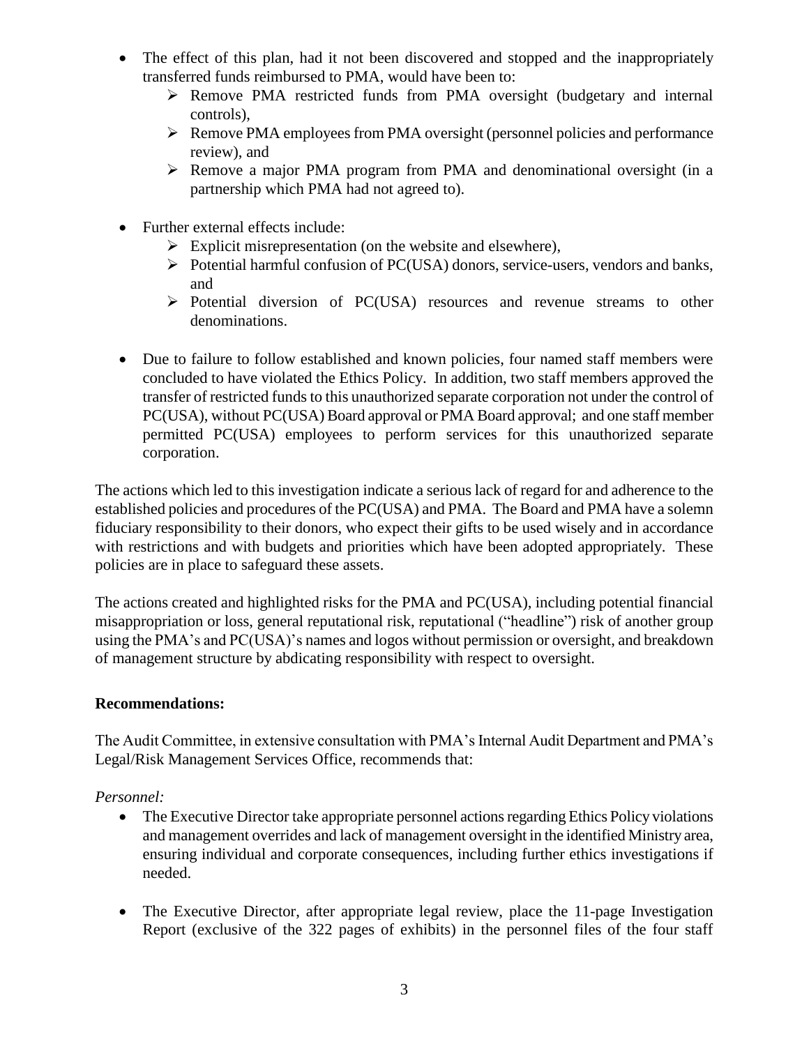- The effect of this plan, had it not been discovered and stopped and the inappropriately transferred funds reimbursed to PMA, would have been to:
    - Remove PMA restricted funds from PMA oversight (budgetary and internal controls),
    - Remove PMA employees from PMA oversight (personnel policies and performance review), and
    - Remove a major PMA program from PMA and denominational oversight (in a partnership which PMA had not agreed to).

- Further external effects include:
    - Explicit misrepresentation (on the website and elsewhere),
    - Potential harmful confusion of PC(USA) donors, service-users, vendors and banks, and
    - Potential diversion of PC(USA) resources and revenue streams to other denominations.

- Due to failure to follow established and known policies, four named staff members were concluded to have violated the Ethics Policy. In addition, two staff members approved the transfer of restricted funds to this unauthorized separate corporation not under the control of PC(USA), without PC(USA) Board approval or PMA Board approval; and one staff member permitted PC(USA) employees to perform services for this unauthorized separate corporation.

The actions which led to this investigation indicate a serious lack of regard for and adherence to the established policies and procedures of the PC(USA) and PMA. The Board and PMA have a solemn fiduciary responsibility to their donors, who expect their gifts to be used wisely and in accordance with restrictions and with budgets and priorities which have been adopted appropriately. These policies are in place to safeguard these assets.

The actions created and highlighted risks for the PMA and PC(USA), including potential financial misappropriation or loss, general reputational risk, reputational ("headline") risk of another group using the PMA's and PC(USA)'s names and logos without permission or oversight, and breakdown of management structure by abdicating responsibility with respect to oversight.

**Recommendations:**

The Audit Committee, in extensive consultation with PMA's Internal Audit Department and PMA's Legal/Risk Management Services Office, recommends that:

*Personnel:*

- The Executive Director take appropriate personnel actions regarding Ethics Policy violations and management overrides and lack of management oversight in the identified Ministry area, ensuring individual and corporate consequences, including further ethics investigations if needed.

- The Executive Director, after appropriate legal review, place the 11-page Investigation Report (exclusive of the 322 pages of exhibits) in the personnel files of the four staff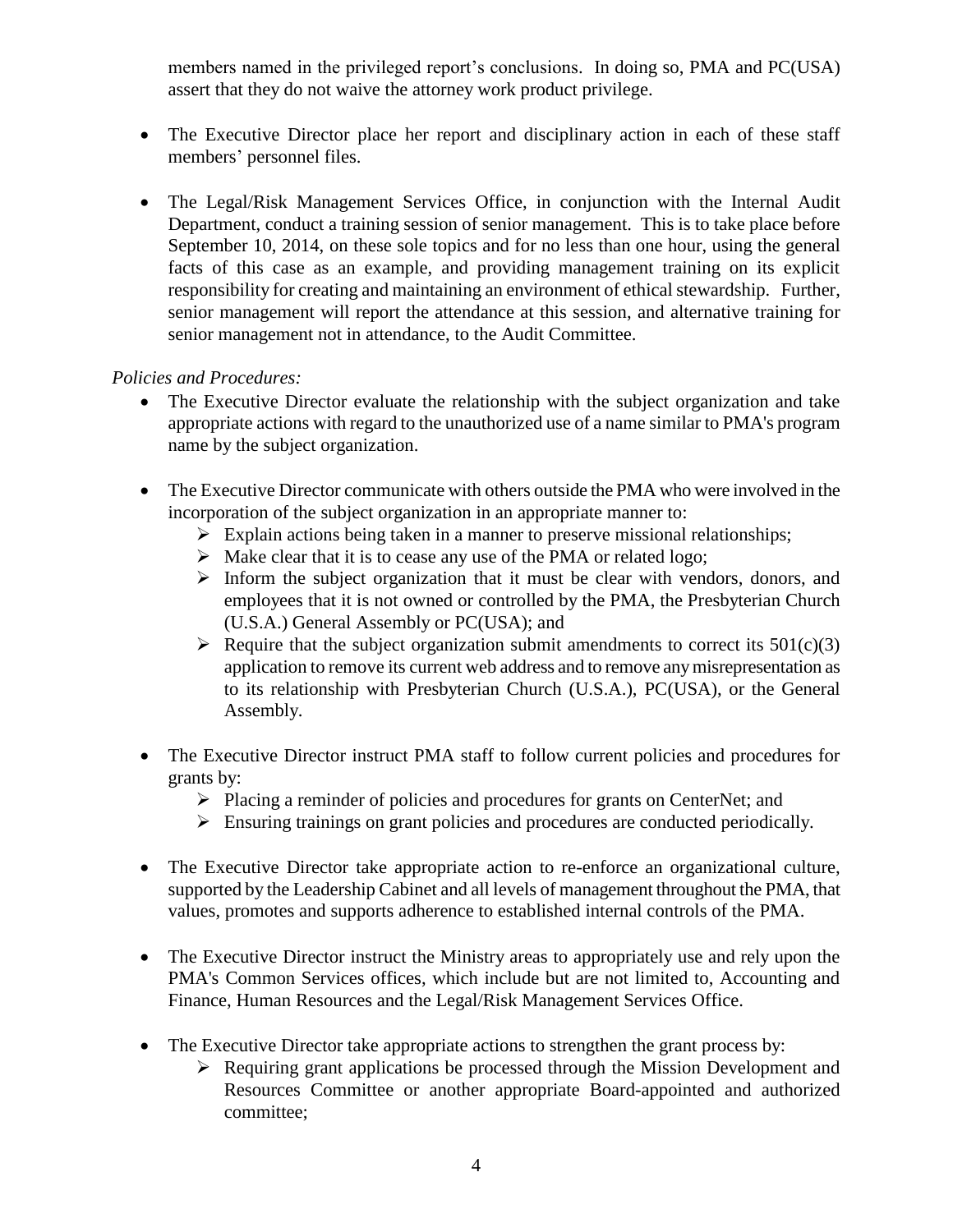members named in the privileged report's conclusions. In doing so, PMA and PC(USA) assert that they do not waive the attorney work product privilege.

- The Executive Director place her report and disciplinary action in each of these staff members' personnel files.

- The Legal/Risk Management Services Office, in conjunction with the Internal Audit Department, conduct a training session of senior management. This is to take place before September 10, 2014, on these sole topics and for no less than one hour, using the general facts of this case as an example, and providing management training on its explicit responsibility for creating and maintaining an environment of ethical stewardship. Further, senior management will report the attendance at this session, and alternative training for senior management not in attendance, to the Audit Committee.

*Policies and Procedures:*

- The Executive Director evaluate the relationship with the subject organization and take appropriate actions with regard to the unauthorized use of a name similar to PMA's program name by the subject organization.

- The Executive Director communicate with others outside the PMA who were involved in the incorporation of the subject organization in an appropriate manner to:
  - Explain actions being taken in a manner to preserve missional relationships;
  - Make clear that it is to cease any use of the PMA or related logo;
  - Inform the subject organization that it must be clear with vendors, donors, and employees that it is not owned or controlled by the PMA, the Presbyterian Church (U.S.A.) General Assembly or PC(USA); and
  - Require that the subject organization submit amendments to correct its 501(c)(3) application to remove its current web address and to remove any misrepresentation as to its relationship with Presbyterian Church (U.S.A.), PC(USA), or the General Assembly.

- The Executive Director instruct PMA staff to follow current policies and procedures for grants by:
  - Placing a reminder of policies and procedures for grants on CenterNet; and
  - Ensuring trainings on grant policies and procedures are conducted periodically.

- The Executive Director take appropriate action to re-enforce an organizational culture, supported by the Leadership Cabinet and all levels of management throughout the PMA, that values, promotes and supports adherence to established internal controls of the PMA.

- The Executive Director instruct the Ministry areas to appropriately use and rely upon the PMA's Common Services offices, which include but are not limited to, Accounting and Finance, Human Resources and the Legal/Risk Management Services Office.

- The Executive Director take appropriate actions to strengthen the grant process by:
  - Requiring grant applications be processed through the Mission Development and Resources Committee or another appropriate Board-appointed and authorized committee;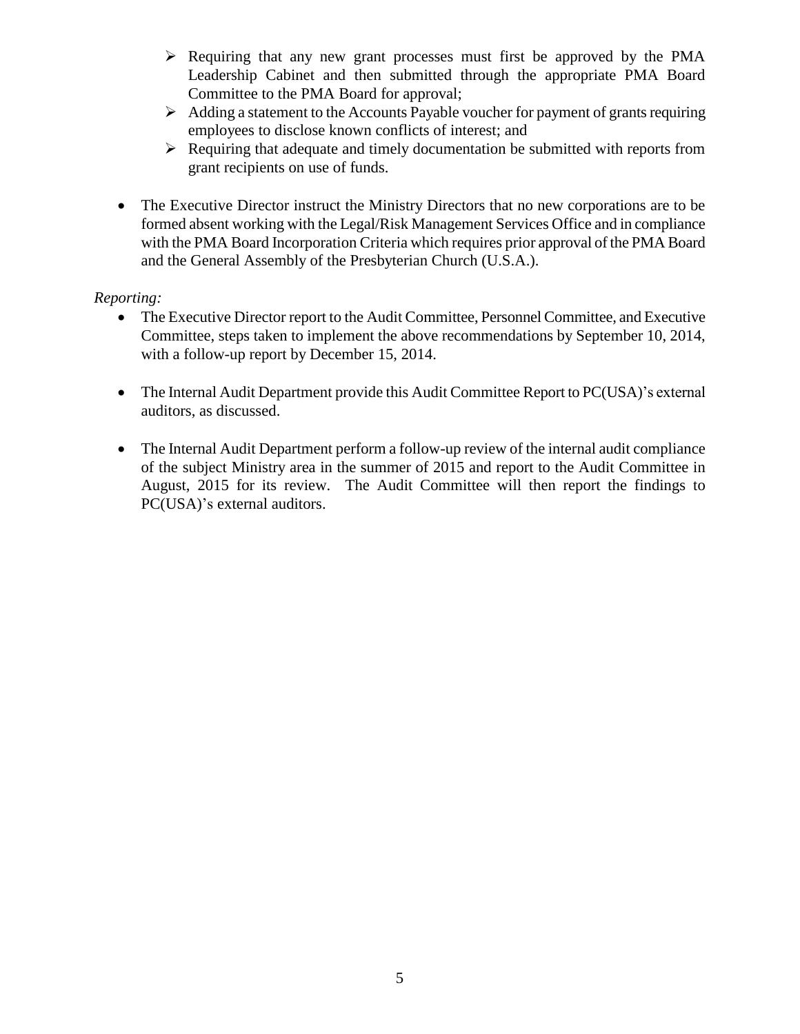- Requiring that any new grant processes must first be approved by the PMA Leadership Cabinet and then submitted through the appropriate PMA Board Committee to the PMA Board for approval;
  - Adding a statement to the Accounts Payable voucher for payment of grants requiring employees to disclose known conflicts of interest; and
  - Requiring that adequate and timely documentation be submitted with reports from grant recipients on use of funds.

- The Executive Director instruct the Ministry Directors that no new corporations are to be formed absent working with the Legal/Risk Management Services Office and in compliance with the PMA Board Incorporation Criteria which requires prior approval of the PMA Board and the General Assembly of the Presbyterian Church (U.S.A.).

*Reporting:*

- The Executive Director report to the Audit Committee, Personnel Committee, and Executive Committee, steps taken to implement the above recommendations by September 10, 2014, with a follow-up report by December 15, 2014.

- The Internal Audit Department provide this Audit Committee Report to PC(USA)'s external auditors, as discussed.

- The Internal Audit Department perform a follow-up review of the internal audit compliance of the subject Ministry area in the summer of 2015 and report to the Audit Committee in August, 2015 for its review. The Audit Committee will then report the findings to PC(USA)'s external auditors.